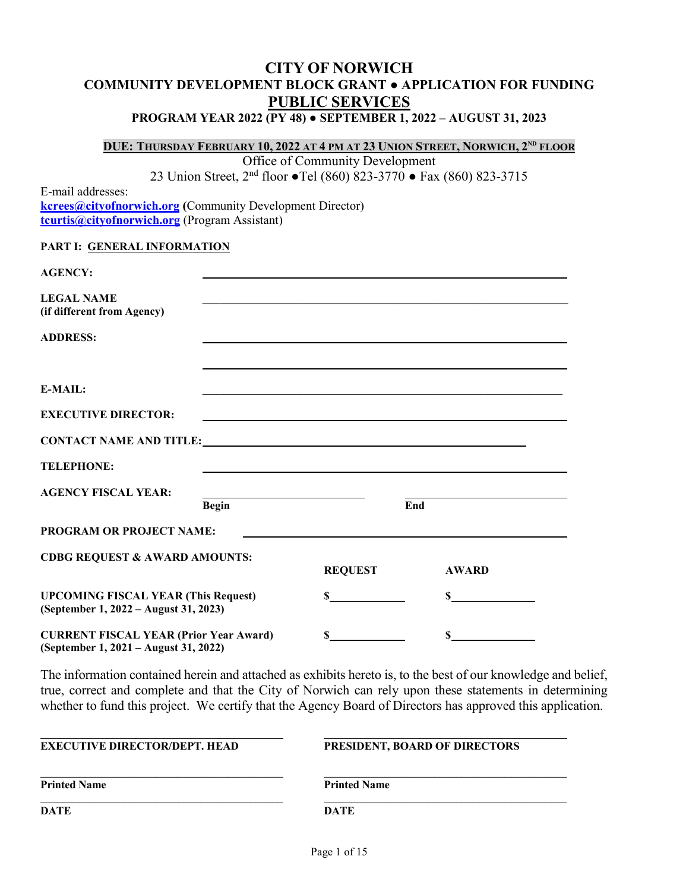# CITY OF NORWICH

## COMMUNITY DEVELOPMENT BLOCK GRANT ● APPLICATION FOR FUNDING

## PUBLIC SERVICES

### PROGRAM YEAR 2022 (PY 48) ● SEPTEMBER 1, 2022 – AUGUST 31, 2023

**DUE: THURSDAY FEBRUARY 10, 2022 AT 4 PM AT 23 UNION STREET, NORWICH, 2ND FLOOR**

Office of Community Development
23 Union Street, 2nd floor ●Tel (860) 823-3770 ● Fax (860) 823-3715

E-mail addresses:
**kcrees@cityofnorwich.org** (Community Development Director)
**tcurtis@cityofnorwich.org** (Program Assistant)

**PART I: GENERAL INFORMATION**

**AGENCY:** ______________________________

**LEGAL NAME (if different from Agency)** ______________________________

**ADDRESS:** ______________________________

______________________________

**E-MAIL:** ______________________________

**EXECUTIVE DIRECTOR:** ______________________________

**CONTACT NAME AND TITLE:** ______________________________

**TELEPHONE:** ______________________________

**AGENCY FISCAL YEAR:** ______________ ______________
**Begin** **End**

**PROGRAM OR PROJECT NAME:** ______________________________

**CDBG REQUEST & AWARD AMOUNTS:**

| | REQUEST | AWARD |
|---|---|---|
| **UPCOMING FISCAL YEAR (This Request) (September 1, 2022 – August 31, 2023)** | $__________ | $__________ |
| **CURRENT FISCAL YEAR (Prior Year Award) (September 1, 2021 – August 31, 2022)** | $__________ | $__________ |

The information contained herein and attached as exhibits hereto is, to the best of our knowledge and belief, true, correct and complete and that the City of Norwich can rely upon these statements in determining whether to fund this project. We certify that the Agency Board of Directors has approved this application.

| | |
|---|---|
| ______________________________ | ______________________________ |
| **EXECUTIVE DIRECTOR/DEPT. HEAD** | **PRESIDENT, BOARD OF DIRECTORS** |
| ______________________________ | ______________________________ |
| **Printed Name** | **Printed Name** |
| ______________________________ | ______________________________ |
| **DATE** | **DATE** |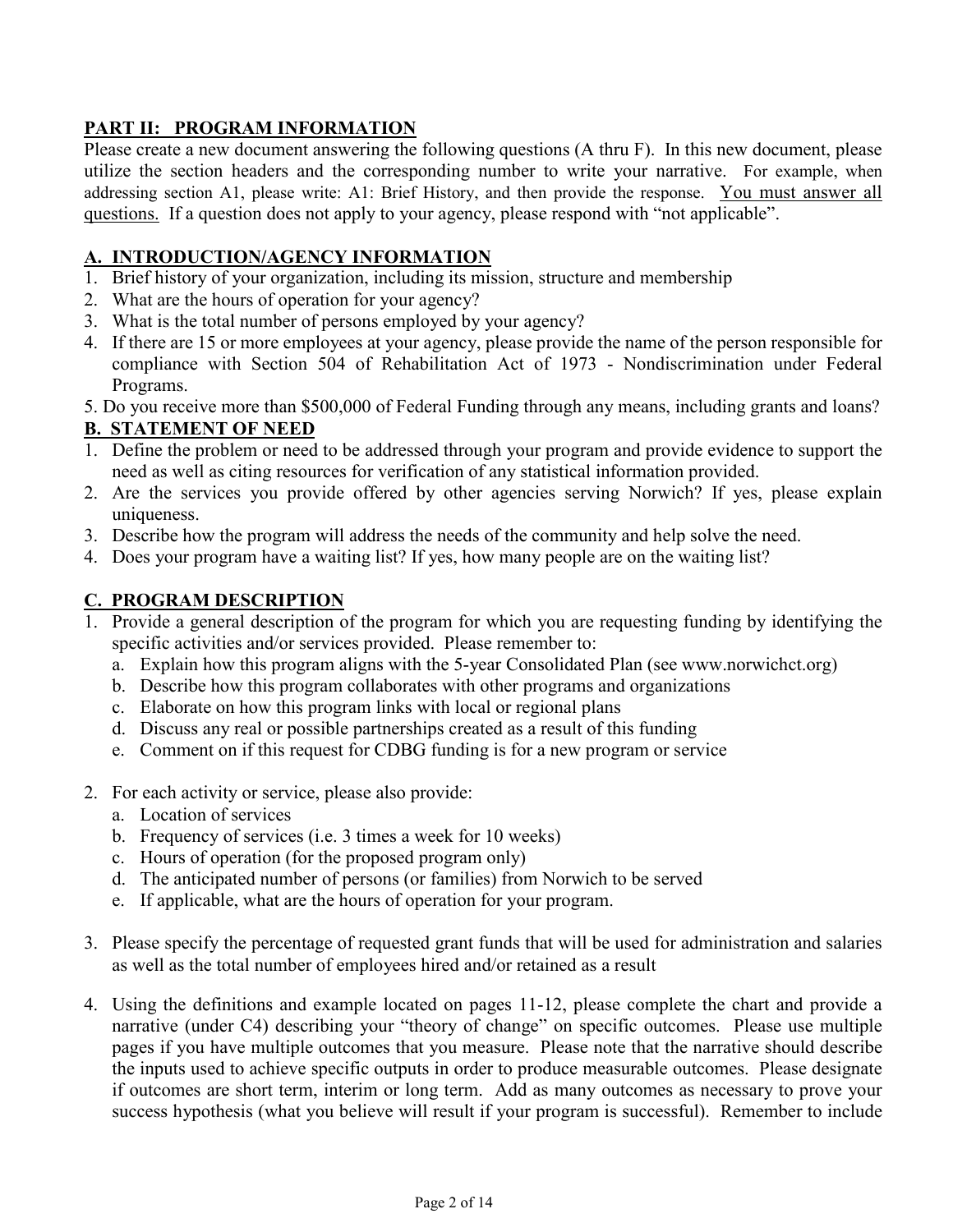## PART II: PROGRAM INFORMATION

Please create a new document answering the following questions (A thru F). In this new document, please utilize the section headers and the corresponding number to write your narrative. For example, when addressing section A1, please write: A1: Brief History, and then provide the response. <u>You must answer all questions.</u> If a question does not apply to your agency, please respond with "not applicable".

### A. INTRODUCTION/AGENCY INFORMATION

1. Brief history of your organization, including its mission, structure and membership
2. What are the hours of operation for your agency?
3. What is the total number of persons employed by your agency?
4. If there are 15 or more employees at your agency, please provide the name of the person responsible for compliance with Section 504 of Rehabilitation Act of 1973 - Nondiscrimination under Federal Programs.
5. Do you receive more than $500,000 of Federal Funding through any means, including grants and loans?

### B. STATEMENT OF NEED

1. Define the problem or need to be addressed through your program and provide evidence to support the need as well as citing resources for verification of any statistical information provided.
2. Are the services you provide offered by other agencies serving Norwich? If yes, please explain uniqueness.
3. Describe how the program will address the needs of the community and help solve the need.
4. Does your program have a waiting list? If yes, how many people are on the waiting list?

### C. PROGRAM DESCRIPTION

1. Provide a general description of the program for which you are requesting funding by identifying the specific activities and/or services provided. Please remember to:
   a. Explain how this program aligns with the 5-year Consolidated Plan (see www.norwichct.org)
   b. Describe how this program collaborates with other programs and organizations
   c. Elaborate on how this program links with local or regional plans
   d. Discuss any real or possible partnerships created as a result of this funding
   e. Comment on if this request for CDBG funding is for a new program or service

2. For each activity or service, please also provide:
   a. Location of services
   b. Frequency of services (i.e. 3 times a week for 10 weeks)
   c. Hours of operation (for the proposed program only)
   d. The anticipated number of persons (or families) from Norwich to be served
   e. If applicable, what are the hours of operation for your program.

3. Please specify the percentage of requested grant funds that will be used for administration and salaries as well as the total number of employees hired and/or retained as a result

4. Using the definitions and example located on pages 11-12, please complete the chart and provide a narrative (under C4) describing your "theory of change" on specific outcomes. Please use multiple pages if you have multiple outcomes that you measure. Please note that the narrative should describe the inputs used to achieve specific outputs in order to produce measurable outcomes. Please designate if outcomes are short term, interim or long term. Add as many outcomes as necessary to prove your success hypothesis (what you believe will result if your program is successful). Remember to include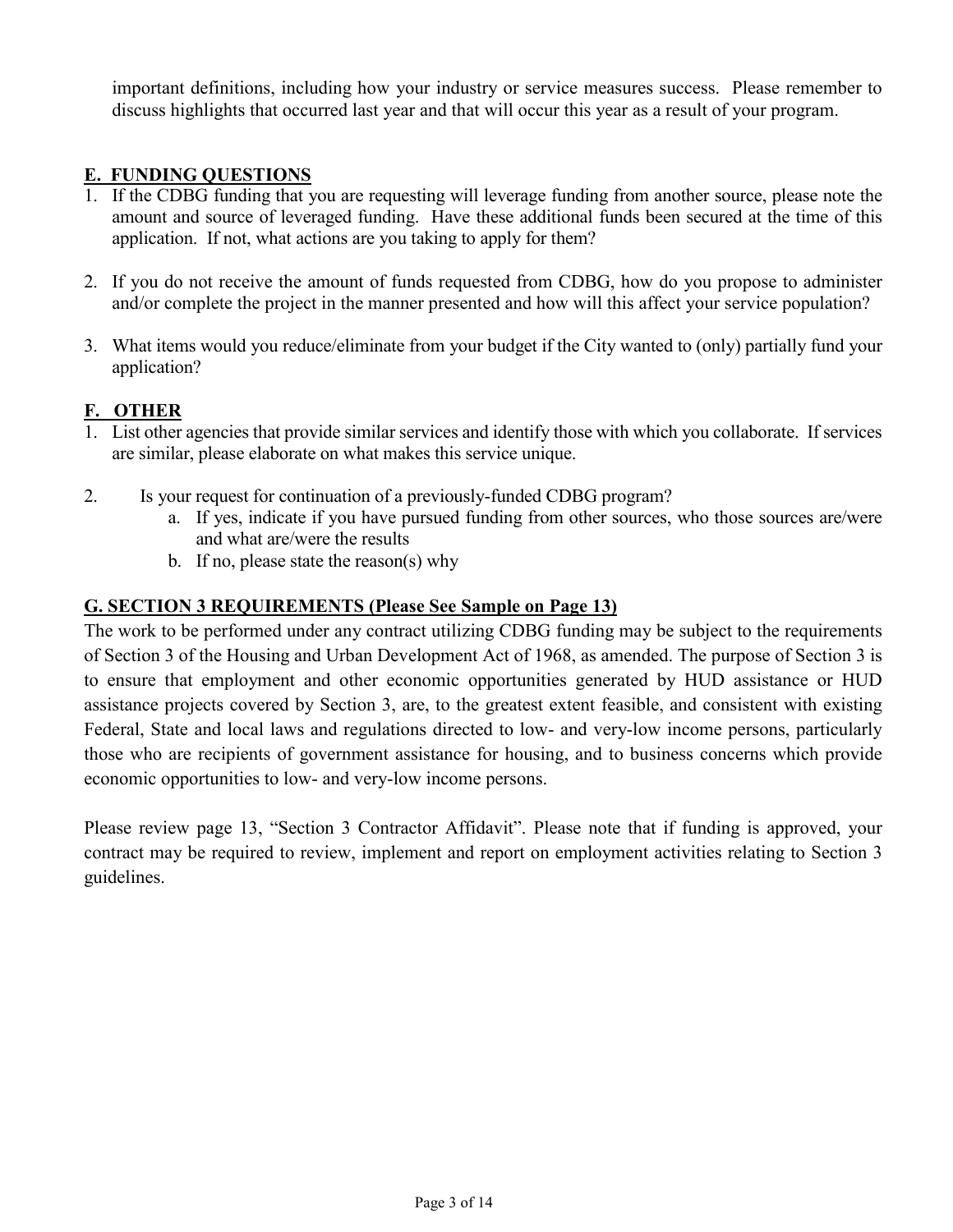important definitions, including how your industry or service measures success. Please remember to discuss highlights that occurred last year and that will occur this year as a result of your program.

## E. FUNDING QUESTIONS

1. If the CDBG funding that you are requesting will leverage funding from another source, please note the amount and source of leveraged funding. Have these additional funds been secured at the time of this application. If not, what actions are you taking to apply for them?

2. If you do not receive the amount of funds requested from CDBG, how do you propose to administer and/or complete the project in the manner presented and how will this affect your service population?

3. What items would you reduce/eliminate from your budget if the City wanted to (only) partially fund your application?

## F. OTHER

1. List other agencies that provide similar services and identify those with which you collaborate. If services are similar, please elaborate on what makes this service unique.

2. Is your request for continuation of a previously-funded CDBG program?
   a. If yes, indicate if you have pursued funding from other sources, who those sources are/were and what are/were the results
   b. If no, please state the reason(s) why

## G. SECTION 3 REQUIREMENTS (Please See Sample on Page 13)

The work to be performed under any contract utilizing CDBG funding may be subject to the requirements of Section 3 of the Housing and Urban Development Act of 1968, as amended. The purpose of Section 3 is to ensure that employment and other economic opportunities generated by HUD assistance or HUD assistance projects covered by Section 3, are, to the greatest extent feasible, and consistent with existing Federal, State and local laws and regulations directed to low- and very-low income persons, particularly those who are recipients of government assistance for housing, and to business concerns which provide economic opportunities to low- and very-low income persons.

Please review page 13, "Section 3 Contractor Affidavit". Please note that if funding is approved, your contract may be required to review, implement and report on employment activities relating to Section 3 guidelines.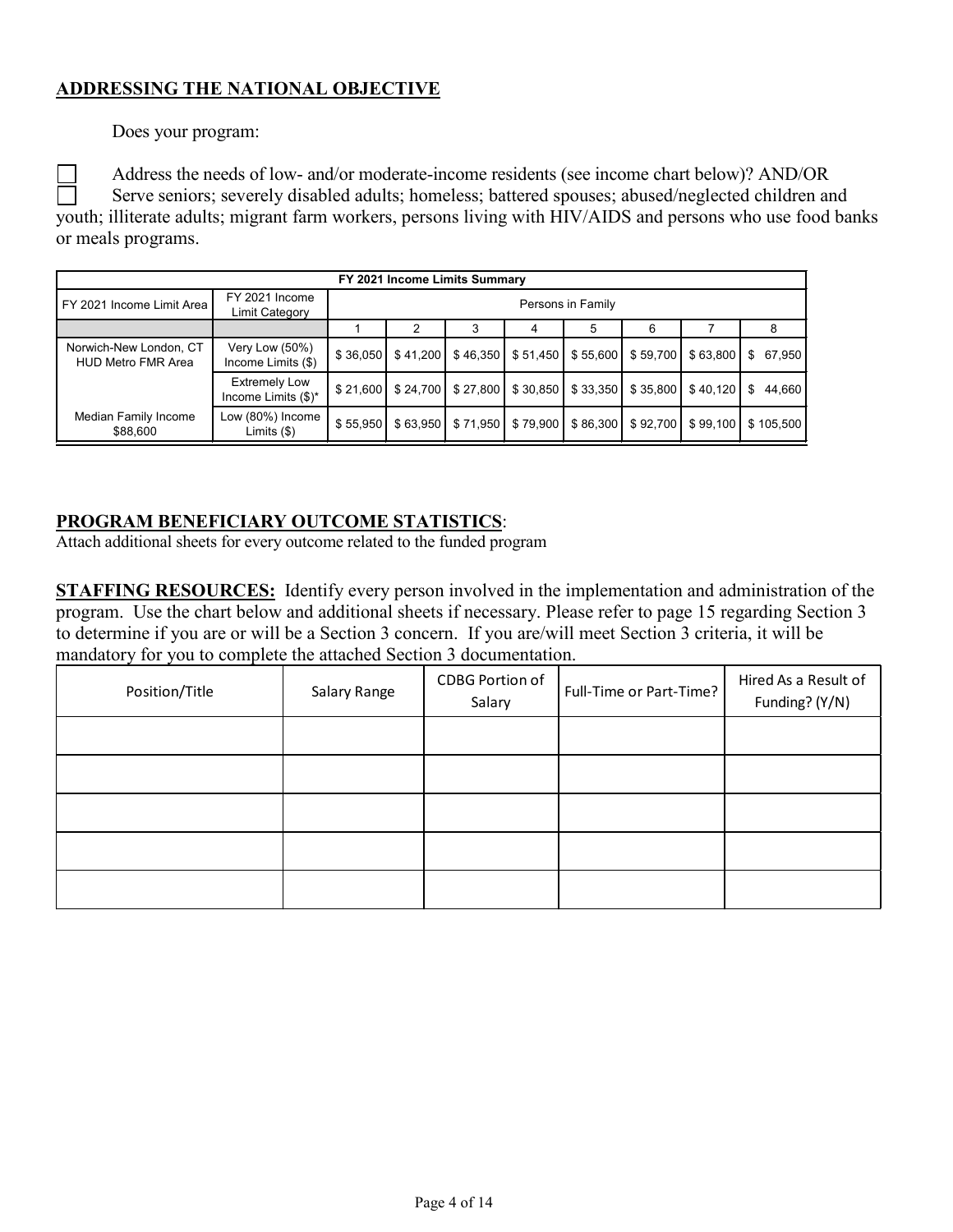## ADDRESSING THE NATIONAL OBJECTIVE

Does your program:

☐ Address the needs of low- and/or moderate-income residents (see income chart below)? AND/OR

☐ Serve seniors; severely disabled adults; homeless; battered spouses; abused/neglected children and youth; illiterate adults; migrant farm workers, persons living with HIV/AIDS and persons who use food banks or meals programs.

| FY 2021 Income Limits Summary | | | | | | | | | | |
|---|---|---|---|---|---|---|---|---|---|---|
| FY 2021 Income Limit Area | FY 2021 Income Limit Category | Persons in Family | | | | | | | | |
| | | 1 | 2 | 3 | 4 | 5 | 6 | 7 | 8 | |
| Norwich-New London, CT HUD Metro FMR Area | Very Low (50%) Income Limits ($) | $ 36,050 | $ 41,200 | $ 46,350 | $ 51,450 | $ 55,600 | $ 59,700 | $ 63,800 | $ 67,950 | |
| | Extremely Low Income Limits ($)* | $ 21,600 | $ 24,700 | $ 27,800 | $ 30,850 | $ 33,350 | $ 35,800 | $ 40,120 | $ 44,660 | |
| Median Family Income $88,600 | Low (80%) Income Limits ($) | $ 55,950 | $ 63,950 | $ 71,950 | $ 79,900 | $ 86,300 | $ 92,700 | $ 99,100 | $ 105,500 | |

## PROGRAM BENEFICIARY OUTCOME STATISTICS:

Attach additional sheets for every outcome related to the funded program

**STAFFING RESOURCES:** Identify every person involved in the implementation and administration of the program. Use the chart below and additional sheets if necessary. Please refer to page 15 regarding Section 3 to determine if you are or will be a Section 3 concern. If you are/will meet Section 3 criteria, it will be mandatory for you to complete the attached Section 3 documentation.

| Position/Title | Salary Range | CDBG Portion of Salary | Full-Time or Part-Time? | Hired As a Result of Funding? (Y/N) |
|---|---|---|---|---|
| | | | | |
| | | | | |
| | | | | |
| | | | | |
| | | | | |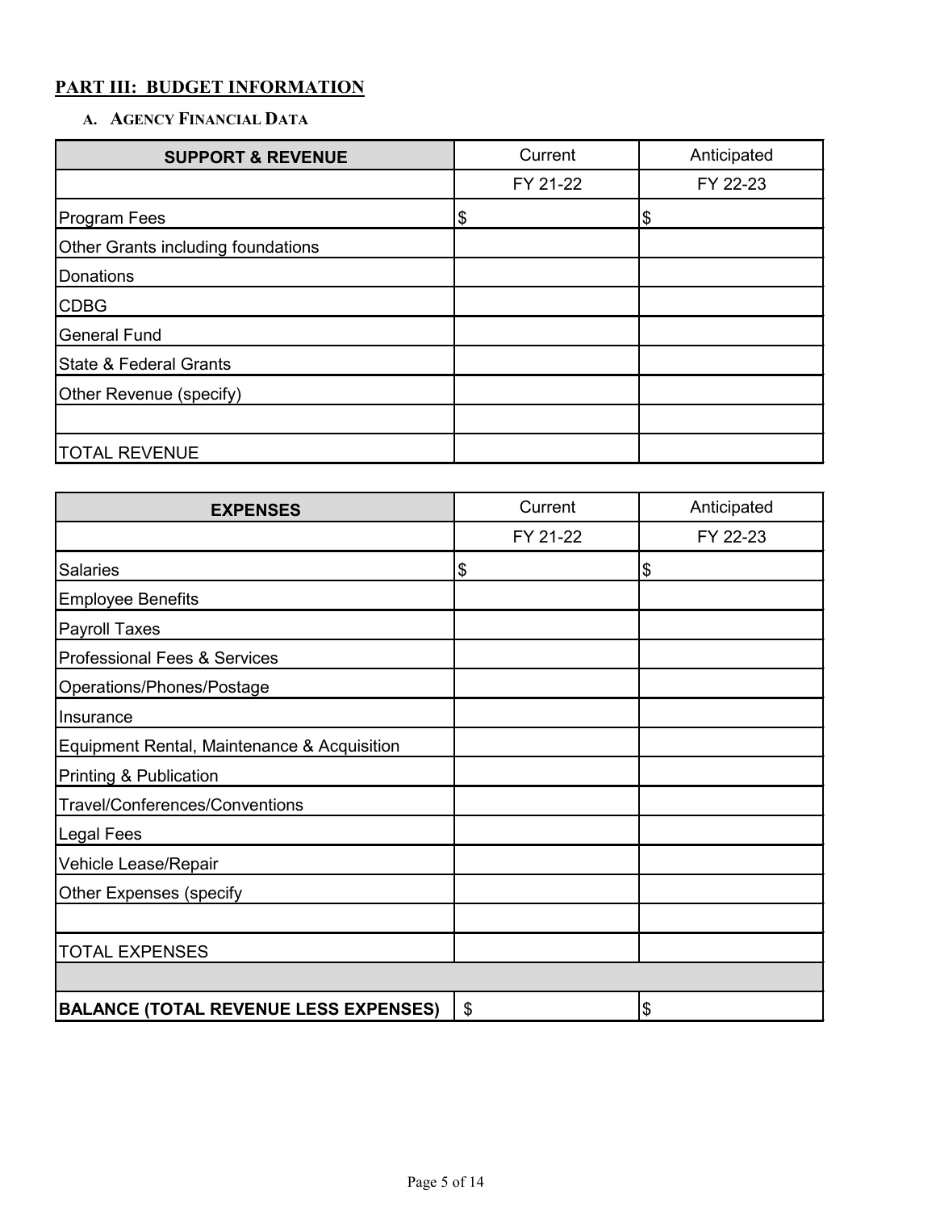## PART III: BUDGET INFORMATION

### A. Agency Financial Data

| SUPPORT & REVENUE | Current | Anticipated |
|---|---|---|
| | FY 21-22 | FY 22-23 |
| Program Fees | $ | $ |
| Other Grants including foundations | | |
| Donations | | |
| CDBG | | |
| General Fund | | |
| State & Federal Grants | | |
| Other Revenue (specify) | | |
| | | |
| TOTAL REVENUE | | |

| EXPENSES | Current | Anticipated |
|---|---|---|
| | FY 21-22 | FY 22-23 |
| Salaries | $ | $ |
| Employee Benefits | | |
| Payroll Taxes | | |
| Professional Fees & Services | | |
| Operations/Phones/Postage | | |
| Insurance | | |
| Equipment Rental, Maintenance & Acquisition | | |
| Printing & Publication | | |
| Travel/Conferences/Conventions | | |
| Legal Fees | | |
| Vehicle Lease/Repair | | |
| Other Expenses (specify | | |
| | | |
| TOTAL EXPENSES | | |
| | | |
| **BALANCE (TOTAL REVENUE LESS EXPENSES)** | $ | $ |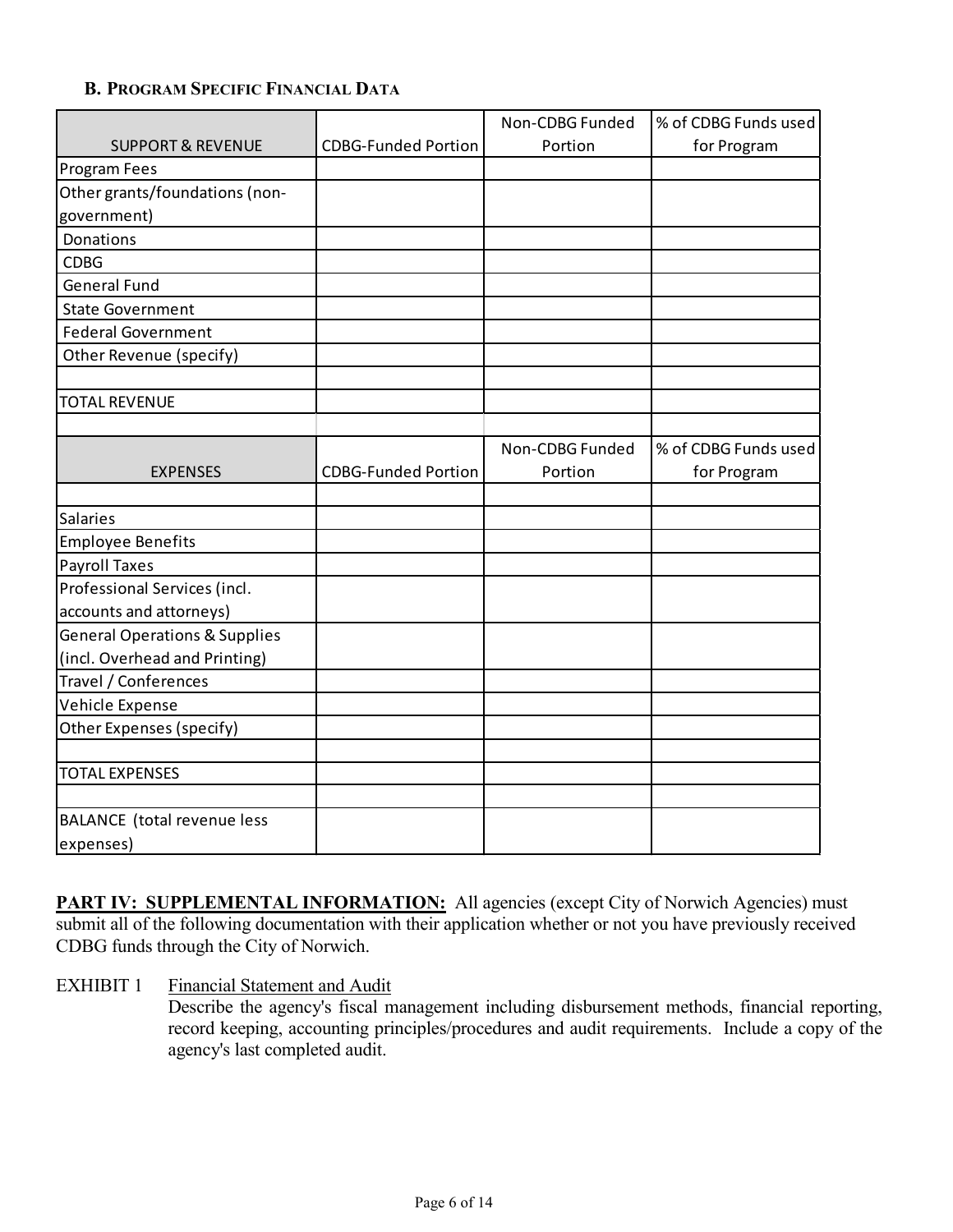### B. Program Specific Financial Data

| SUPPORT & REVENUE | CDBG-Funded Portion | Non-CDBG Funded Portion | % of CDBG Funds used for Program |
|---|---|---|---|
| Program Fees | | | |
| Other grants/foundations (non-government) | | | |
| Donations | | | |
| CDBG | | | |
| General Fund | | | |
| State Government | | | |
| Federal Government | | | |
| Other Revenue (specify) | | | |
| | | | |
| TOTAL REVENUE | | | |
| | | | |
| **EXPENSES** | **CDBG-Funded Portion** | **Non-CDBG Funded Portion** | **% of CDBG Funds used for Program** |
| | | | |
| Salaries | | | |
| Employee Benefits | | | |
| Payroll Taxes | | | |
| Professional Services (incl. accounts and attorneys) | | | |
| General Operations & Supplies (incl. Overhead and Printing) | | | |
| Travel / Conferences | | | |
| Vehicle Expense | | | |
| Other Expenses (specify) | | | |
| | | | |
| TOTAL EXPENSES | | | |
| | | | |
| BALANCE (total revenue less expenses) | | | |

**PART IV: SUPPLEMENTAL INFORMATION:** All agencies (except City of Norwich Agencies) must submit all of the following documentation with their application whether or not you have previously received CDBG funds through the City of Norwich.

EXHIBIT 1 Financial Statement and Audit

Describe the agency's fiscal management including disbursement methods, financial reporting, record keeping, accounting principles/procedures and audit requirements. Include a copy of the agency's last completed audit.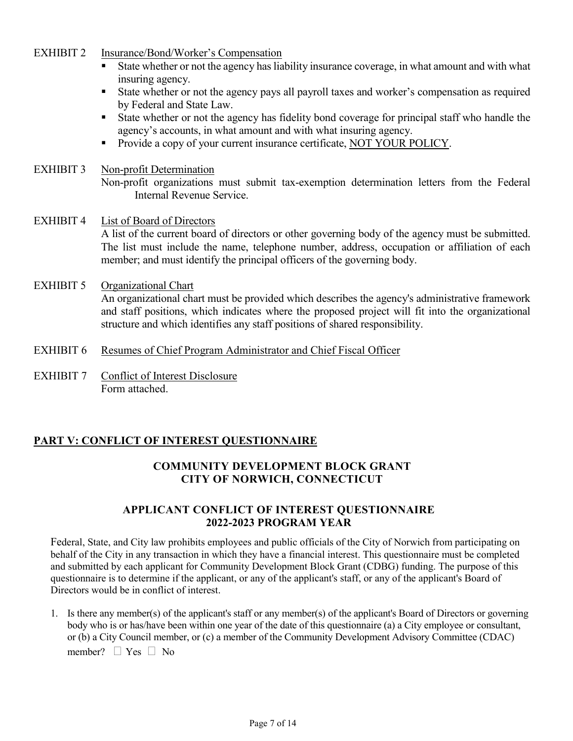EXHIBIT 2 Insurance/Bond/Worker's Compensation

- State whether or not the agency has liability insurance coverage, in what amount and with what insuring agency.
- State whether or not the agency pays all payroll taxes and worker's compensation as required by Federal and State Law.
- State whether or not the agency has fidelity bond coverage for principal staff who handle the agency's accounts, in what amount and with what insuring agency.
- Provide a copy of your current insurance certificate, NOT YOUR POLICY.

EXHIBIT 3 Non-profit Determination

Non-profit organizations must submit tax-exemption determination letters from the Federal Internal Revenue Service.

EXHIBIT 4 List of Board of Directors

A list of the current board of directors or other governing body of the agency must be submitted. The list must include the name, telephone number, address, occupation or affiliation of each member; and must identify the principal officers of the governing body.

EXHIBIT 5 Organizational Chart

An organizational chart must be provided which describes the agency's administrative framework and staff positions, which indicates where the proposed project will fit into the organizational structure and which identifies any staff positions of shared responsibility.

EXHIBIT 6 Resumes of Chief Program Administrator and Chief Fiscal Officer

EXHIBIT 7 Conflict of Interest Disclosure

Form attached.

## PART V: CONFLICT OF INTEREST QUESTIONNAIRE

### COMMUNITY DEVELOPMENT BLOCK GRANT
### CITY OF NORWICH, CONNECTICUT

### APPLICANT CONFLICT OF INTEREST QUESTIONNAIRE
### 2022-2023 PROGRAM YEAR

Federal, State, and City law prohibits employees and public officials of the City of Norwich from participating on behalf of the City in any transaction in which they have a financial interest. This questionnaire must be completed and submitted by each applicant for Community Development Block Grant (CDBG) funding. The purpose of this questionnaire is to determine if the applicant, or any of the applicant's staff, or any of the applicant's Board of Directors would be in conflict of interest.

1. Is there any member(s) of the applicant's staff or any member(s) of the applicant's Board of Directors or governing body who is or has/have been within one year of the date of this questionnaire (a) a City employee or consultant, or (b) a City Council member, or (c) a member of the Community Development Advisory Committee (CDAC) member? ☐ Yes ☐ No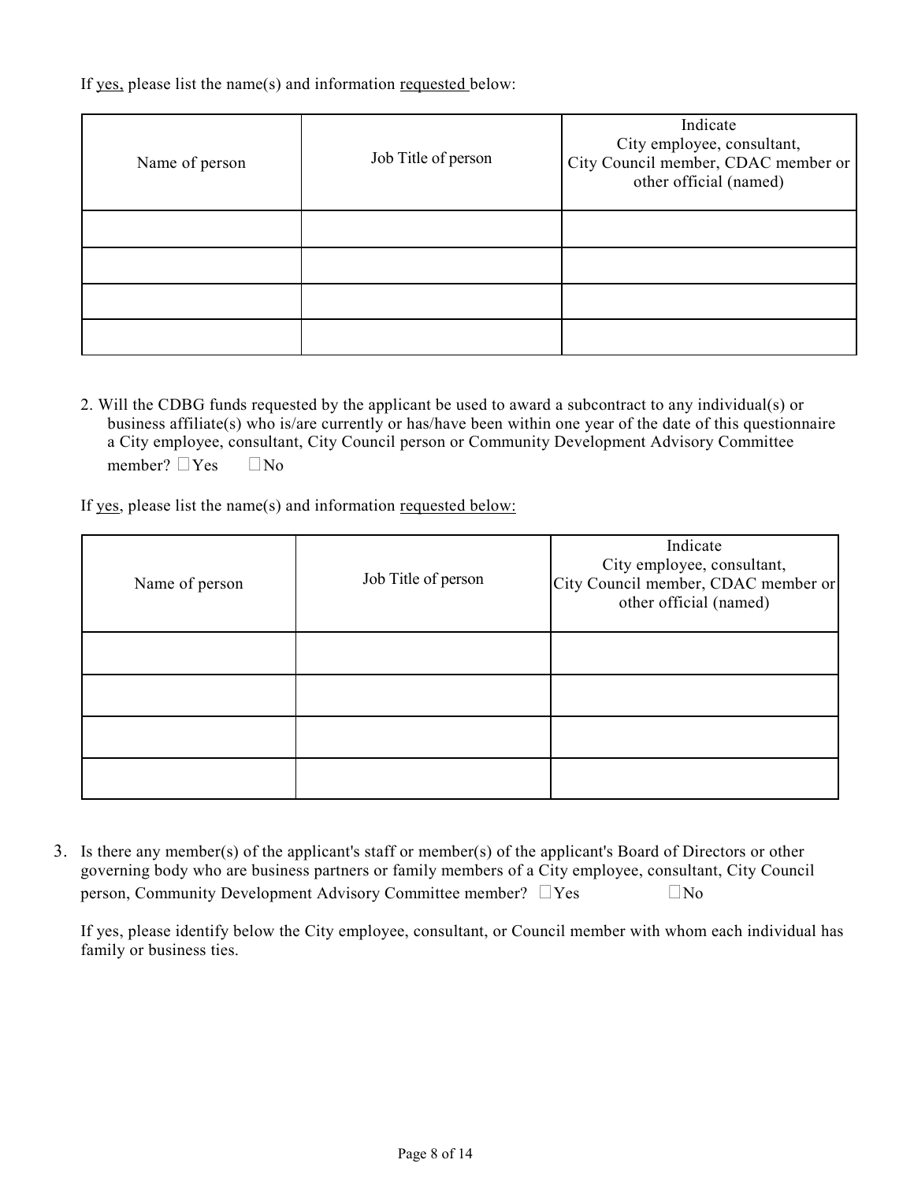If yes, please list the name(s) and information requested below:

| Name of person | Job Title of person | Indicate City employee, consultant, City Council member, CDAC member or other official (named) |
|---|---|---|
| | | |
| | | |
| | | |
| | | |

2. Will the CDBG funds requested by the applicant be used to award a subcontract to any individual(s) or business affiliate(s) who is/are currently or has/have been within one year of the date of this questionnaire a City employee, consultant, City Council person or Community Development Advisory Committee member? ☐Yes ☐No

If yes, please list the name(s) and information requested below:

| Name of person | Job Title of person | Indicate City employee, consultant, City Council member, CDAC member or other official (named) |
|---|---|---|
| | | |
| | | |
| | | |
| | | |

3. Is there any member(s) of the applicant's staff or member(s) of the applicant's Board of Directors or other governing body who are business partners or family members of a City employee, consultant, City Council person, Community Development Advisory Committee member? ☐Yes ☐No

If yes, please identify below the City employee, consultant, or Council member with whom each individual has family or business ties.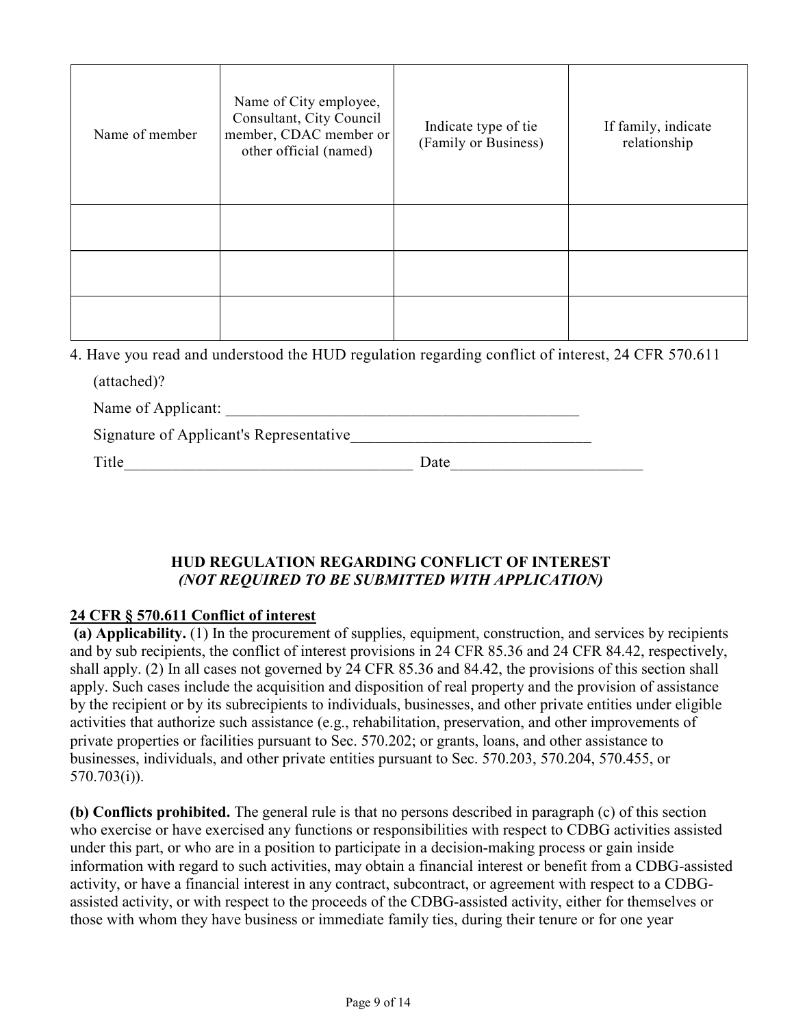| Name of member | Name of City employee, Consultant, City Council member, CDAC member or other official (named) | Indicate type of tie (Family or Business) | If family, indicate relationship |
|---|---|---|---|
| | | | |
| | | | |
| | | | |

4. Have you read and understood the HUD regulation regarding conflict of interest, 24 CFR 570.611 (attached)?

   Name of Applicant: _______________________________________________

   Signature of Applicant's Representative_______________________________

   Title_____________________________________ Date_________________________

## HUD REGULATION REGARDING CONFLICT OF INTEREST
### *(NOT REQUIRED TO BE SUBMITTED WITH APPLICATION)*

**24 CFR § 570.611 Conflict of interest**

**(a) Applicability.** (1) In the procurement of supplies, equipment, construction, and services by recipients and by sub recipients, the conflict of interest provisions in 24 CFR 85.36 and 24 CFR 84.42, respectively, shall apply. (2) In all cases not governed by 24 CFR 85.36 and 84.42, the provisions of this section shall apply. Such cases include the acquisition and disposition of real property and the provision of assistance by the recipient or by its subrecipients to individuals, businesses, and other private entities under eligible activities that authorize such assistance (e.g., rehabilitation, preservation, and other improvements of private properties or facilities pursuant to Sec. 570.202; or grants, loans, and other assistance to businesses, individuals, and other private entities pursuant to Sec. 570.203, 570.204, 570.455, or 570.703(i)).

**(b) Conflicts prohibited.** The general rule is that no persons described in paragraph (c) of this section who exercise or have exercised any functions or responsibilities with respect to CDBG activities assisted under this part, or who are in a position to participate in a decision-making process or gain inside information with regard to such activities, may obtain a financial interest or benefit from a CDBG-assisted activity, or have a financial interest in any contract, subcontract, or agreement with respect to a CDBG-assisted activity, or with respect to the proceeds of the CDBG-assisted activity, either for themselves or those with whom they have business or immediate family ties, during their tenure or for one year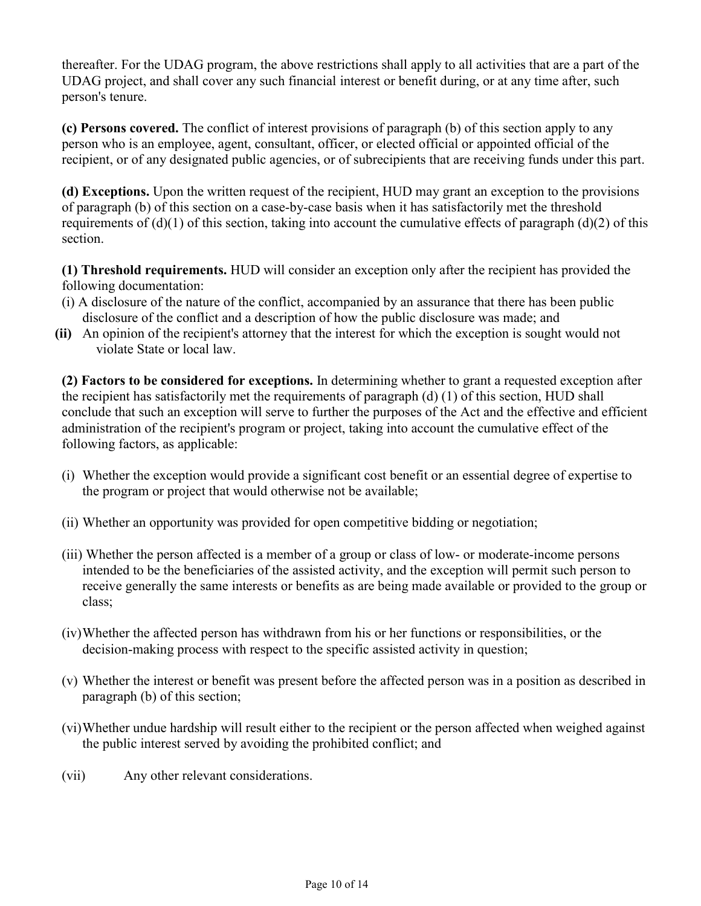thereafter. For the UDAG program, the above restrictions shall apply to all activities that are a part of the UDAG project, and shall cover any such financial interest or benefit during, or at any time after, such person's tenure.

**(c) Persons covered.** The conflict of interest provisions of paragraph (b) of this section apply to any person who is an employee, agent, consultant, officer, or elected official or appointed official of the recipient, or of any designated public agencies, or of subrecipients that are receiving funds under this part.

**(d) Exceptions.** Upon the written request of the recipient, HUD may grant an exception to the provisions of paragraph (b) of this section on a case-by-case basis when it has satisfactorily met the threshold requirements of (d)(1) of this section, taking into account the cumulative effects of paragraph (d)(2) of this section.

**(1) Threshold requirements.** HUD will consider an exception only after the recipient has provided the following documentation:

(i) A disclosure of the nature of the conflict, accompanied by an assurance that there has been public disclosure of the conflict and a description of how the public disclosure was made; and

**(ii)** An opinion of the recipient's attorney that the interest for which the exception is sought would not violate State or local law.

**(2) Factors to be considered for exceptions.** In determining whether to grant a requested exception after the recipient has satisfactorily met the requirements of paragraph (d) (1) of this section, HUD shall conclude that such an exception will serve to further the purposes of the Act and the effective and efficient administration of the recipient's program or project, taking into account the cumulative effect of the following factors, as applicable:

(i) Whether the exception would provide a significant cost benefit or an essential degree of expertise to the program or project that would otherwise not be available;

(ii) Whether an opportunity was provided for open competitive bidding or negotiation;

(iii) Whether the person affected is a member of a group or class of low- or moderate-income persons intended to be the beneficiaries of the assisted activity, and the exception will permit such person to receive generally the same interests or benefits as are being made available or provided to the group or class;

(iv) Whether the affected person has withdrawn from his or her functions or responsibilities, or the decision-making process with respect to the specific assisted activity in question;

(v) Whether the interest or benefit was present before the affected person was in a position as described in paragraph (b) of this section;

(vi) Whether undue hardship will result either to the recipient or the person affected when weighed against the public interest served by avoiding the prohibited conflict; and

(vii) Any other relevant considerations.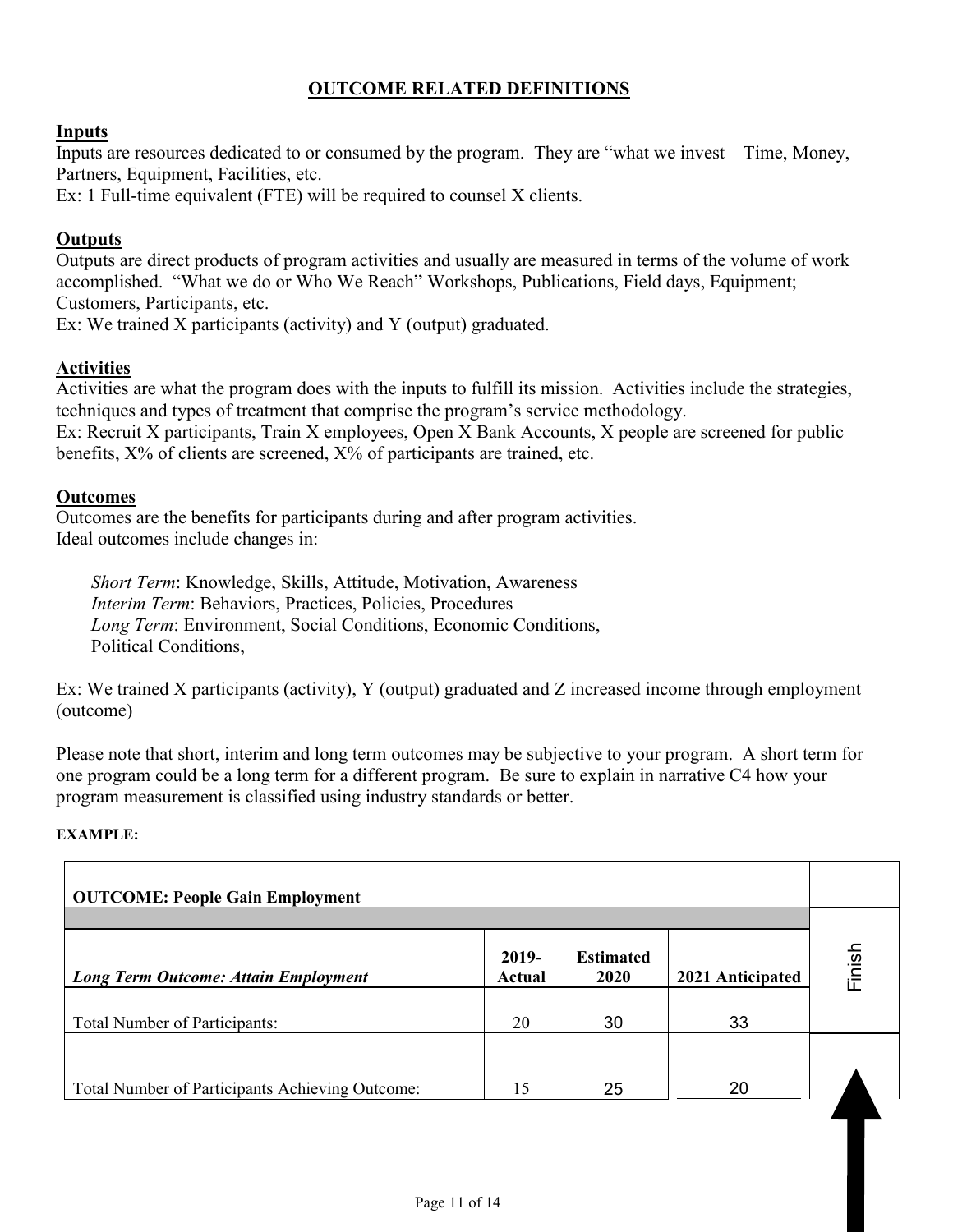## OUTCOME RELATED DEFINITIONS

### Inputs

Inputs are resources dedicated to or consumed by the program. They are "what we invest – Time, Money, Partners, Equipment, Facilities, etc.

Ex: 1 Full-time equivalent (FTE) will be required to counsel X clients.

### Outputs

Outputs are direct products of program activities and usually are measured in terms of the volume of work accomplished. "What we do or Who We Reach" Workshops, Publications, Field days, Equipment; Customers, Participants, etc.

Ex: We trained X participants (activity) and Y (output) graduated.

### Activities

Activities are what the program does with the inputs to fulfill its mission. Activities include the strategies, techniques and types of treatment that comprise the program's service methodology.

Ex: Recruit X participants, Train X employees, Open X Bank Accounts, X people are screened for public benefits, X% of clients are screened, X% of participants are trained, etc.

### Outcomes

Outcomes are the benefits for participants during and after program activities.
Ideal outcomes include changes in:

*Short Term*: Knowledge, Skills, Attitude, Motivation, Awareness
*Interim Term*: Behaviors, Practices, Policies, Procedures
*Long Term*: Environment, Social Conditions, Economic Conditions, Political Conditions,

Ex: We trained X participants (activity), Y (output) graduated and Z increased income through employment (outcome)

Please note that short, interim and long term outcomes may be subjective to your program. A short term for one program could be a long term for a different program. Be sure to explain in narrative C4 how your program measurement is classified using industry standards or better.

**EXAMPLE:**

| **OUTCOME: People Gain Employment** | | | | |
|---|---|---|---|---|
| ***Long Term Outcome: Attain Employment*** | **2019-Actual** | **Estimated 2020** | **2021 Anticipated** | Finish |
| Total Number of Participants: | 20 | 30 | 33 | |
| Total Number of Participants Achieving Outcome: | 15 | 25 | 20 | |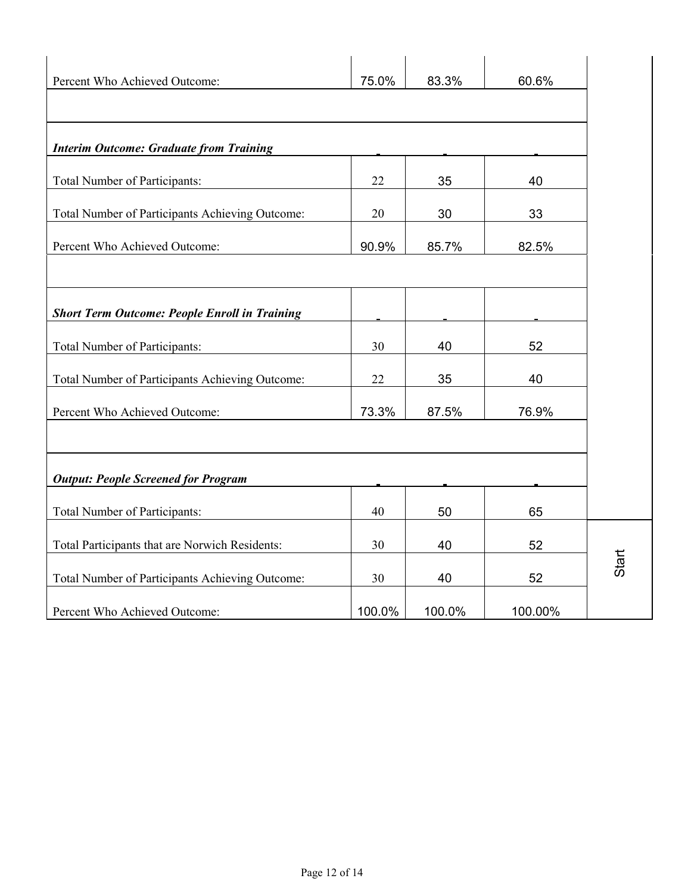| | | | | |
|---|---|---|---|---|
| Percent Who Achieved Outcome: | 75.0% | 83.3% | 60.6% | |
| | | | | |
| ***Interim Outcome: Graduate from Training*** | - | - | - | |
| Total Number of Participants: | 22 | 35 | 40 | |
| Total Number of Participants Achieving Outcome: | 20 | 30 | 33 | |
| Percent Who Achieved Outcome: | 90.9% | 85.7% | 82.5% | |
| | | | | |
| ***Short Term Outcome: People Enroll in Training*** | - | - | - | |
| Total Number of Participants: | 30 | 40 | 52 | |
| Total Number of Participants Achieving Outcome: | 22 | 35 | 40 | |
| Percent Who Achieved Outcome: | 73.3% | 87.5% | 76.9% | |
| | | | | |
| ***Output: People Screened for Program*** | - | - | - | |
| Total Number of Participants: | 40 | 50 | 65 | |
| Total Participants that are Norwich Residents: | 30 | 40 | 52 | Start |
| Total Number of Participants Achieving Outcome: | 30 | 40 | 52 | |
| Percent Who Achieved Outcome: | 100.0% | 100.0% | 100.00% | |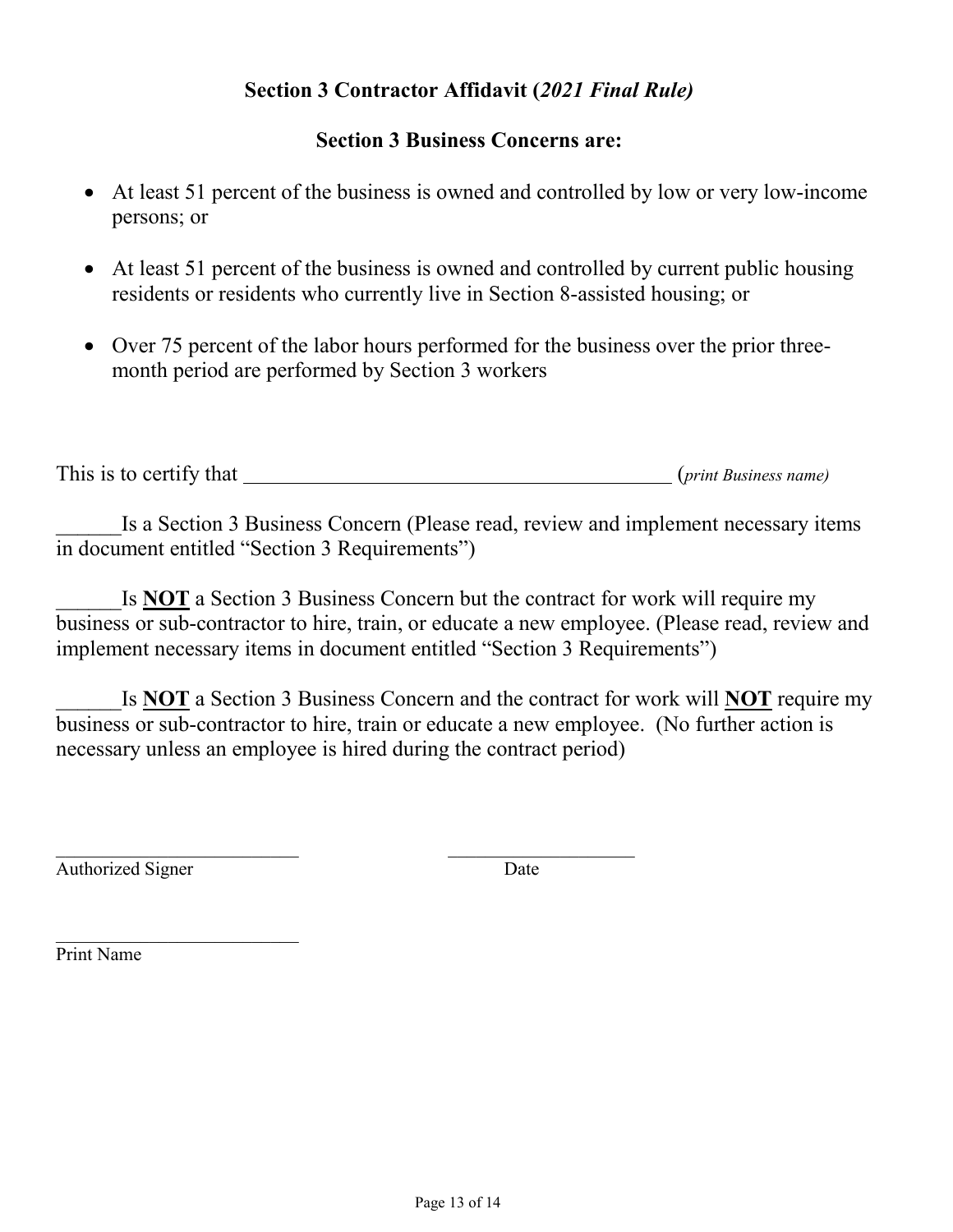## Section 3 Contractor Affidavit (*2021 Final Rule)*

### Section 3 Business Concerns are:

- At least 51 percent of the business is owned and controlled by low or very low-income persons; or
- At least 51 percent of the business is owned and controlled by current public housing residents or residents who currently live in Section 8-assisted housing; or
- Over 75 percent of the labor hours performed for the business over the prior three-month period are performed by Section 3 workers

This is to certify that ________________________________________ (*print Business name)*

______Is a Section 3 Business Concern (Please read, review and implement necessary items in document entitled "Section 3 Requirements")

______Is **NOT** a Section 3 Business Concern but the contract for work will require my business or sub-contractor to hire, train, or educate a new employee. (Please read, review and implement necessary items in document entitled "Section 3 Requirements")

______Is **NOT** a Section 3 Business Concern and the contract for work will **NOT** require my business or sub-contractor to hire, train or educate a new employee. (No further action is necessary unless an employee is hired during the contract period)

__________________________ ____________________
Authorized Signer Date

__________________________
Print Name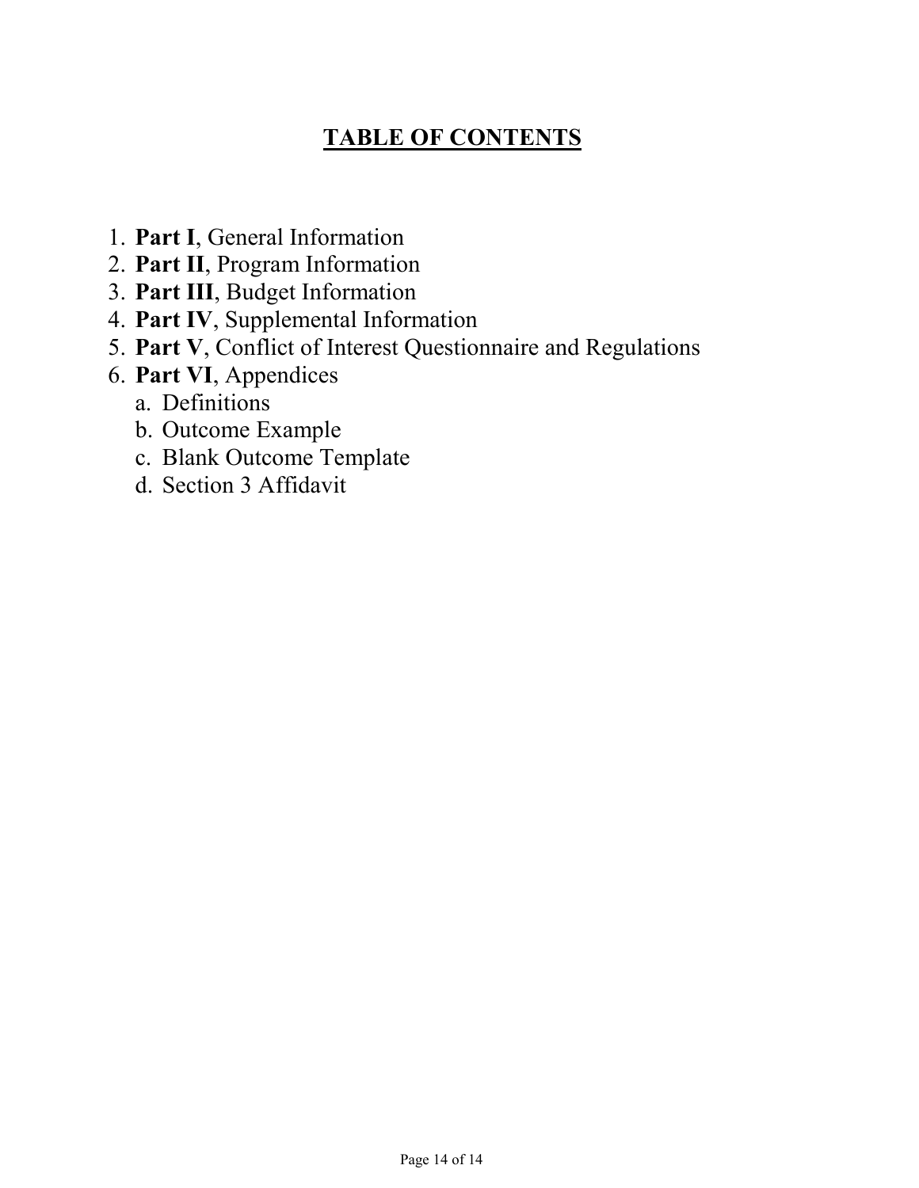# TABLE OF CONTENTS

1. **Part I**, General Information
2. **Part II**, Program Information
3. **Part III**, Budget Information
4. **Part IV**, Supplemental Information
5. **Part V**, Conflict of Interest Questionnaire and Regulations
6. **Part VI**, Appendices
   a. Definitions
   b. Outcome Example
   c. Blank Outcome Template
   d. Section 3 Affidavit